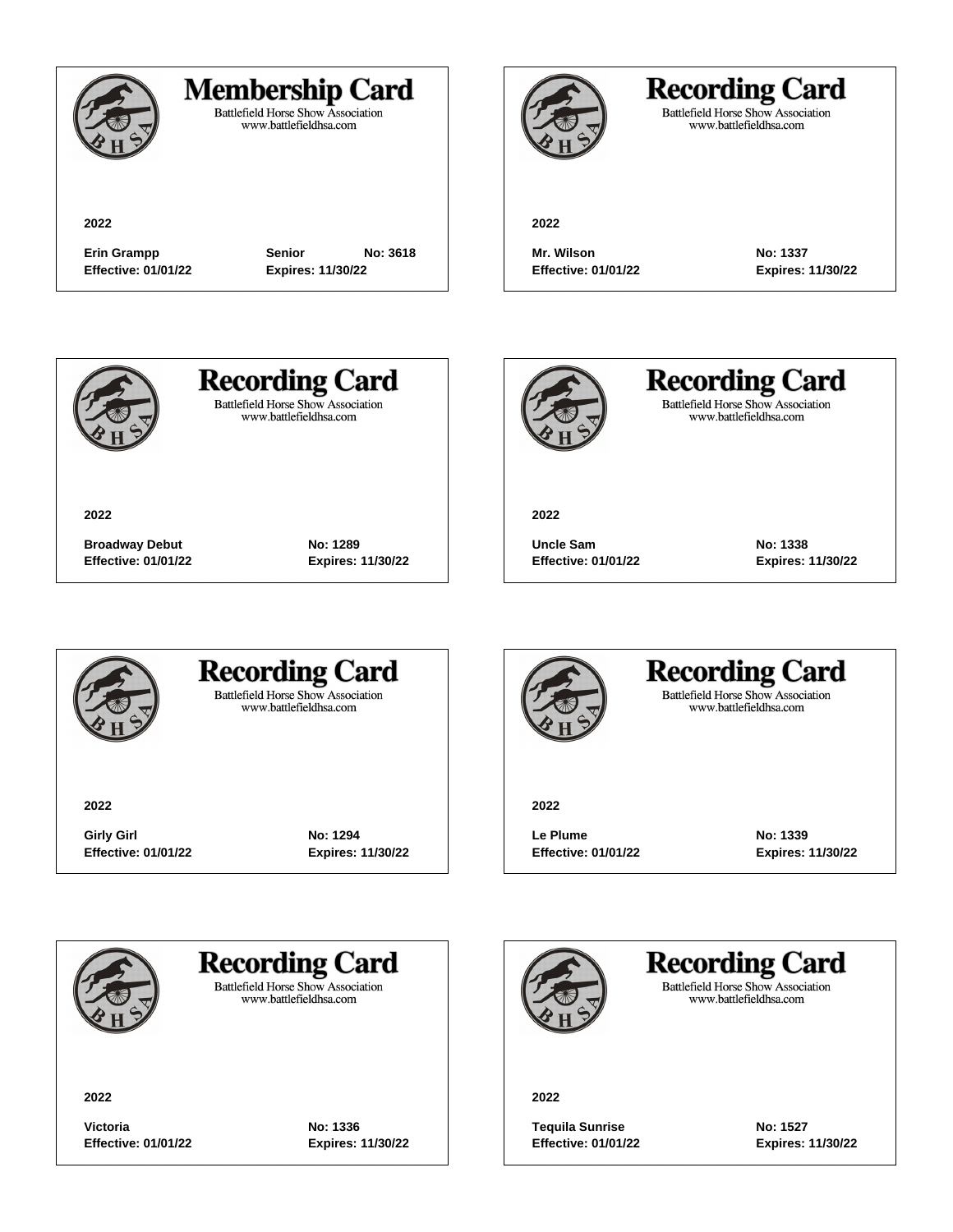## Membership Card

Battlefield Horse Show Association
www.battlefieldhsa.com

**2022**

**Erin Grampp** **Senior** **No: 3618**
**Effective: 01/01/22** **Expires: 11/30/22**

## Recording Card

Battlefield Horse Show Association
www.battlefieldhsa.com

**2022**

**Mr. Wilson** **No: 1337**
**Effective: 01/01/22** **Expires: 11/30/22**

## Recording Card

Battlefield Horse Show Association
www.battlefieldhsa.com

**2022**

**Broadway Debut** **No: 1289**
**Effective: 01/01/22** **Expires: 11/30/22**

## Recording Card

Battlefield Horse Show Association
www.battlefieldhsa.com

**2022**

**Uncle Sam** **No: 1338**
**Effective: 01/01/22** **Expires: 11/30/22**

## Recording Card

Battlefield Horse Show Association
www.battlefieldhsa.com

**2022**

**Girly Girl** **No: 1294**
**Effective: 01/01/22** **Expires: 11/30/22**

## Recording Card

Battlefield Horse Show Association
www.battlefieldhsa.com

**2022**

**Le Plume** **No: 1339**
**Effective: 01/01/22** **Expires: 11/30/22**

## Recording Card

Battlefield Horse Show Association
www.battlefieldhsa.com

**2022**

**Victoria** **No: 1336**
**Effective: 01/01/22** **Expires: 11/30/22**

## Recording Card

Battlefield Horse Show Association
www.battlefieldhsa.com

**2022**

**Tequila Sunrise** **No: 1527**
**Effective: 01/01/22** **Expires: 11/30/22**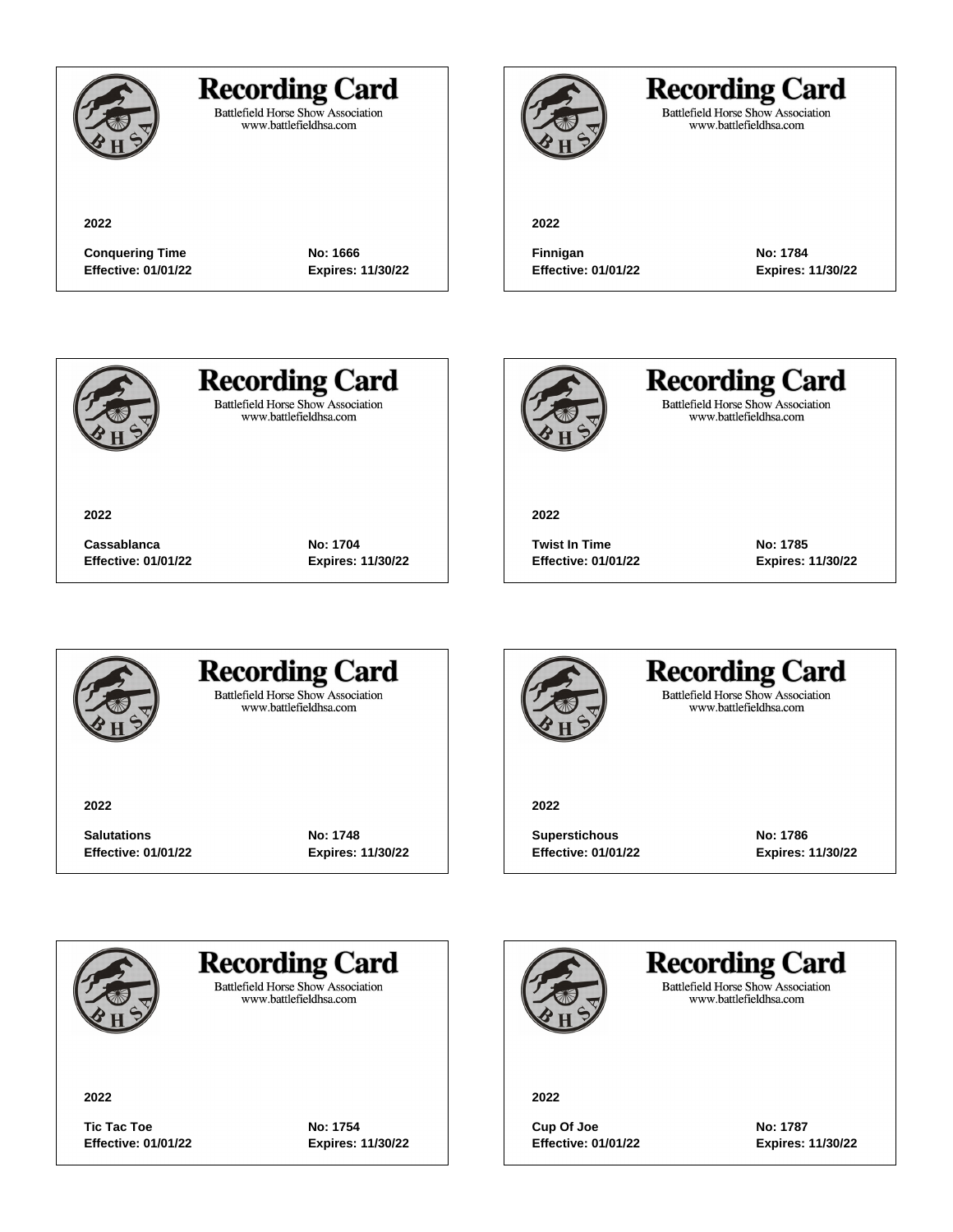## Recording Card

Battlefield Horse Show Association
www.battlefieldhsa.com

**2022**

**Conquering Time** **No: 1666**
**Effective: 01/01/22** **Expires: 11/30/22**

## Recording Card

Battlefield Horse Show Association
www.battlefieldhsa.com

**2022**

**Finnigan** **No: 1784**
**Effective: 01/01/22** **Expires: 11/30/22**

## Recording Card

Battlefield Horse Show Association
www.battlefieldhsa.com

**2022**

**Cassablanca** **No: 1704**
**Effective: 01/01/22** **Expires: 11/30/22**

## Recording Card

Battlefield Horse Show Association
www.battlefieldhsa.com

**2022**

**Twist In Time** **No: 1785**
**Effective: 01/01/22** **Expires: 11/30/22**

## Recording Card

Battlefield Horse Show Association
www.battlefieldhsa.com

**2022**

**Salutations** **No: 1748**
**Effective: 01/01/22** **Expires: 11/30/22**

## Recording Card

Battlefield Horse Show Association
www.battlefieldhsa.com

**2022**

**Superstichous** **No: 1786**
**Effective: 01/01/22** **Expires: 11/30/22**

## Recording Card

Battlefield Horse Show Association
www.battlefieldhsa.com

**2022**

**Tic Tac Toe** **No: 1754**
**Effective: 01/01/22** **Expires: 11/30/22**

## Recording Card

Battlefield Horse Show Association
www.battlefieldhsa.com

**2022**

**Cup Of Joe** **No: 1787**
**Effective: 01/01/22** **Expires: 11/30/22**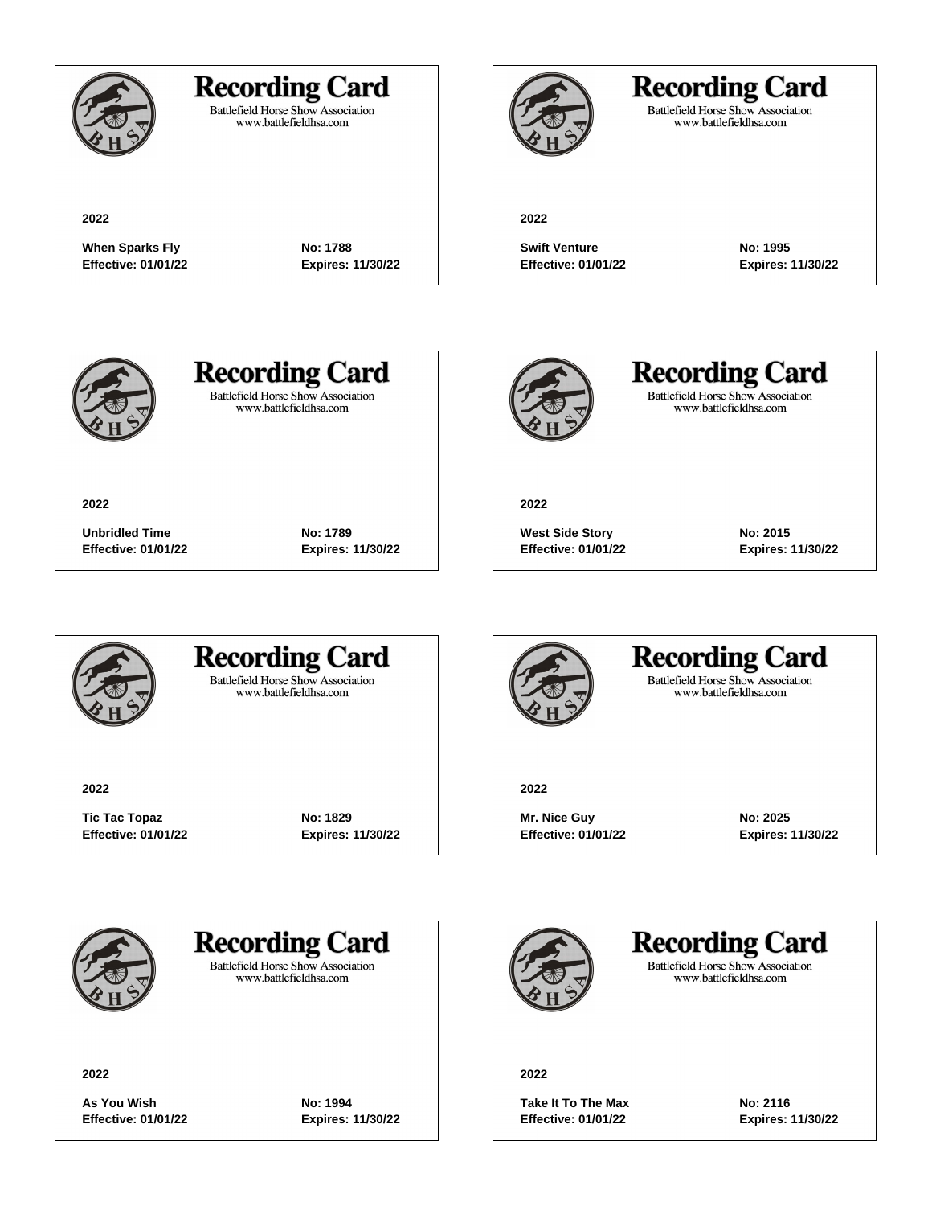## Recording Card

Battlefield Horse Show Association
www.battlefieldhsa.com

**2022**

**When Sparks Fly** **No: 1788**
**Effective: 01/01/22** **Expires: 11/30/22**

## Recording Card

Battlefield Horse Show Association
www.battlefieldhsa.com

**2022**

**Swift Venture** **No: 1995**
**Effective: 01/01/22** **Expires: 11/30/22**

## Recording Card

Battlefield Horse Show Association
www.battlefieldhsa.com

**2022**

**Unbridled Time** **No: 1789**
**Effective: 01/01/22** **Expires: 11/30/22**

## Recording Card

Battlefield Horse Show Association
www.battlefieldhsa.com

**2022**

**West Side Story** **No: 2015**
**Effective: 01/01/22** **Expires: 11/30/22**

## Recording Card

Battlefield Horse Show Association
www.battlefieldhsa.com

**2022**

**Tic Tac Topaz** **No: 1829**
**Effective: 01/01/22** **Expires: 11/30/22**

## Recording Card

Battlefield Horse Show Association
www.battlefieldhsa.com

**2022**

**Mr. Nice Guy** **No: 2025**
**Effective: 01/01/22** **Expires: 11/30/22**

## Recording Card

Battlefield Horse Show Association
www.battlefieldhsa.com

**2022**

**As You Wish** **No: 1994**
**Effective: 01/01/22** **Expires: 11/30/22**

## Recording Card

Battlefield Horse Show Association
www.battlefieldhsa.com

**2022**

**Take It To The Max** **No: 2116**
**Effective: 01/01/22** **Expires: 11/30/22**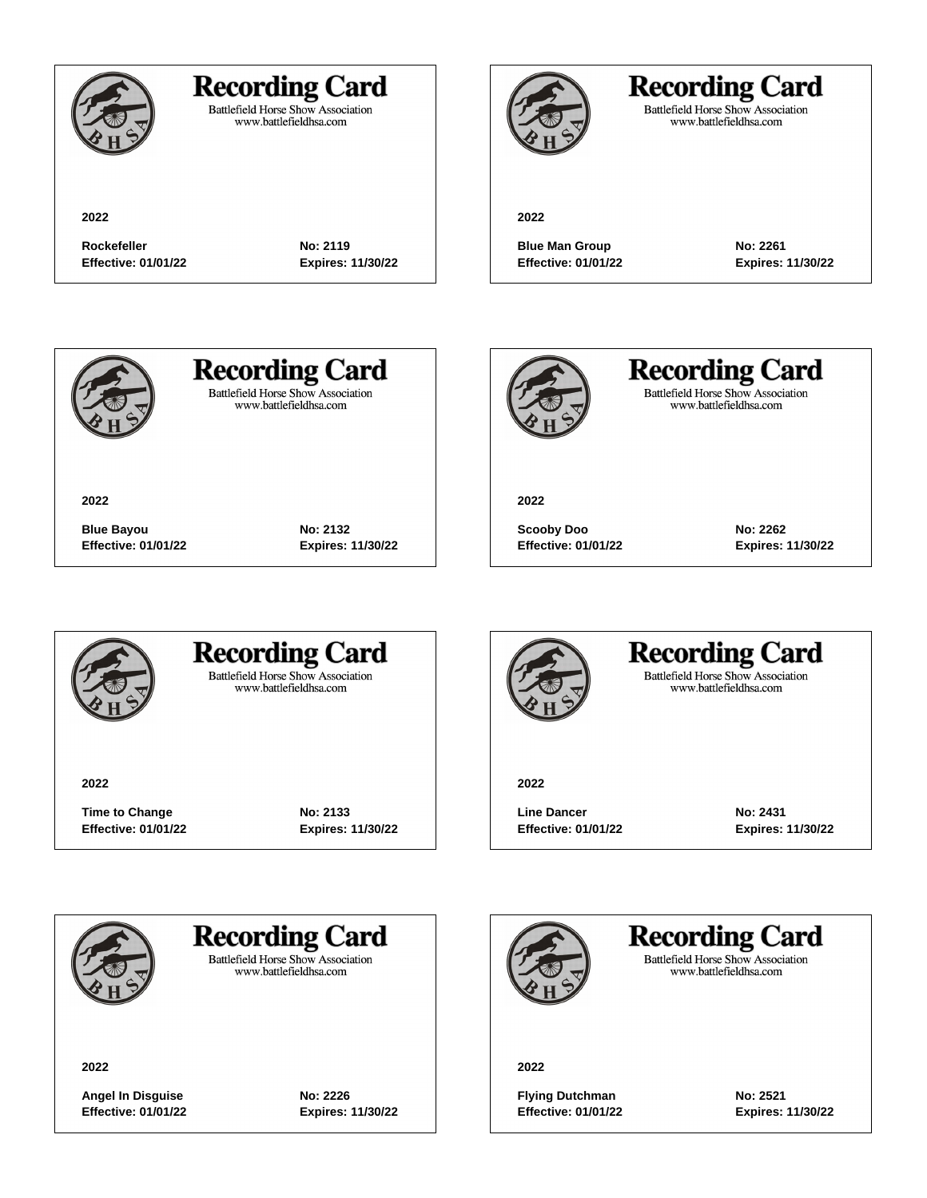## Recording Card

Battlefield Horse Show Association
www.battlefieldhsa.com

**2022**

**Rockefeller** **No: 2119**
**Effective: 01/01/22** **Expires: 11/30/22**

## Recording Card

Battlefield Horse Show Association
www.battlefieldhsa.com

**2022**

**Blue Man Group** **No: 2261**
**Effective: 01/01/22** **Expires: 11/30/22**

## Recording Card

Battlefield Horse Show Association
www.battlefieldhsa.com

**2022**

**Blue Bayou** **No: 2132**
**Effective: 01/01/22** **Expires: 11/30/22**

## Recording Card

Battlefield Horse Show Association
www.battlefieldhsa.com

**2022**

**Scooby Doo** **No: 2262**
**Effective: 01/01/22** **Expires: 11/30/22**

## Recording Card

Battlefield Horse Show Association
www.battlefieldhsa.com

**2022**

**Time to Change** **No: 2133**
**Effective: 01/01/22** **Expires: 11/30/22**

## Recording Card

Battlefield Horse Show Association
www.battlefieldhsa.com

**2022**

**Line Dancer** **No: 2431**
**Effective: 01/01/22** **Expires: 11/30/22**

## Recording Card

Battlefield Horse Show Association
www.battlefieldhsa.com

**2022**

**Angel In Disguise** **No: 2226**
**Effective: 01/01/22** **Expires: 11/30/22**

## Recording Card

Battlefield Horse Show Association
www.battlefieldhsa.com

**2022**

**Flying Dutchman** **No: 2521**
**Effective: 01/01/22** **Expires: 11/30/22**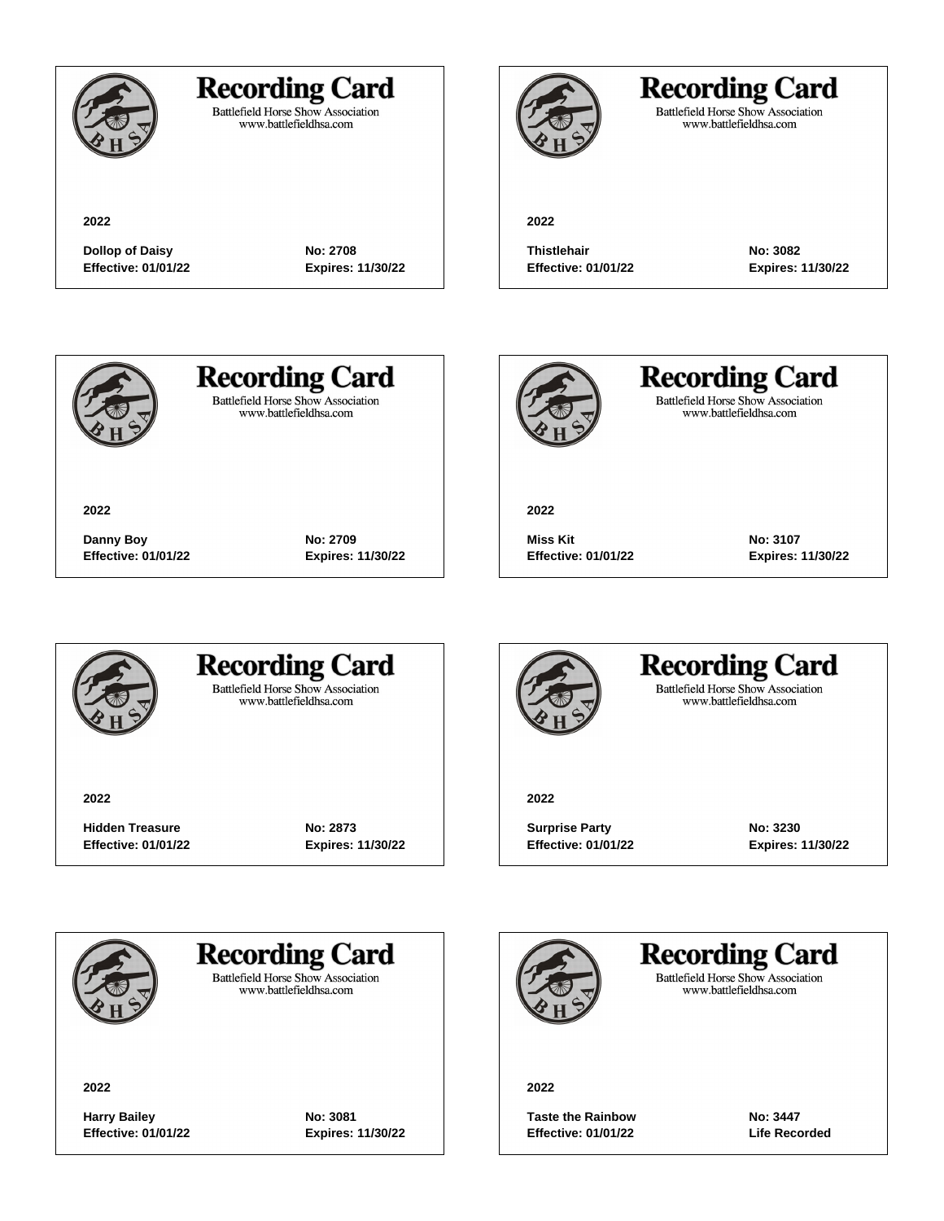## Recording Card

Battlefield Horse Show Association
www.battlefieldhsa.com

**2022**

**Dollop of Daisy** **No: 2708**
**Effective: 01/01/22** **Expires: 11/30/22**

## Recording Card

Battlefield Horse Show Association
www.battlefieldhsa.com

**2022**

**Thistlehair** **No: 3082**
**Effective: 01/01/22** **Expires: 11/30/22**

## Recording Card

Battlefield Horse Show Association
www.battlefieldhsa.com

**2022**

**Danny Boy** **No: 2709**
**Effective: 01/01/22** **Expires: 11/30/22**

## Recording Card

Battlefield Horse Show Association
www.battlefieldhsa.com

**2022**

**Miss Kit** **No: 3107**
**Effective: 01/01/22** **Expires: 11/30/22**

## Recording Card

Battlefield Horse Show Association
www.battlefieldhsa.com

**2022**

**Hidden Treasure** **No: 2873**
**Effective: 01/01/22** **Expires: 11/30/22**

## Recording Card

Battlefield Horse Show Association
www.battlefieldhsa.com

**2022**

**Surprise Party** **No: 3230**
**Effective: 01/01/22** **Expires: 11/30/22**

## Recording Card

Battlefield Horse Show Association
www.battlefieldhsa.com

**2022**

**Harry Bailey** **No: 3081**
**Effective: 01/01/22** **Expires: 11/30/22**

## Recording Card

Battlefield Horse Show Association
www.battlefieldhsa.com

**2022**

**Taste the Rainbow** **No: 3447**
**Effective: 01/01/22** **Life Recorded**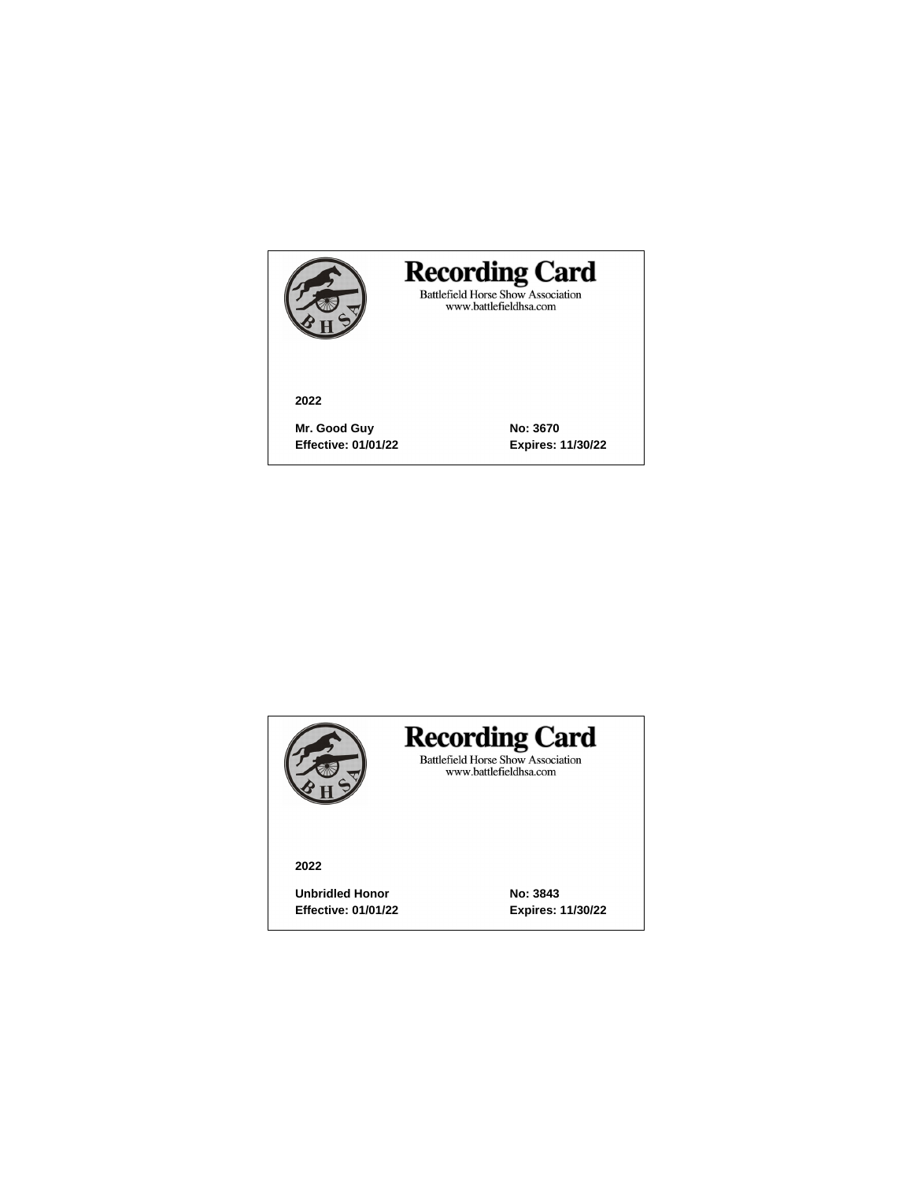# Recording Card

Battlefield Horse Show Association
www.battlefieldhsa.com

**2022**

**Mr. Good Guy** **No: 3670**
**Effective: 01/01/22** **Expires: 11/30/22**

# Recording Card

Battlefield Horse Show Association
www.battlefieldhsa.com

**2022**

**Unbridled Honor** **No: 3843**
**Effective: 01/01/22** **Expires: 11/30/22**